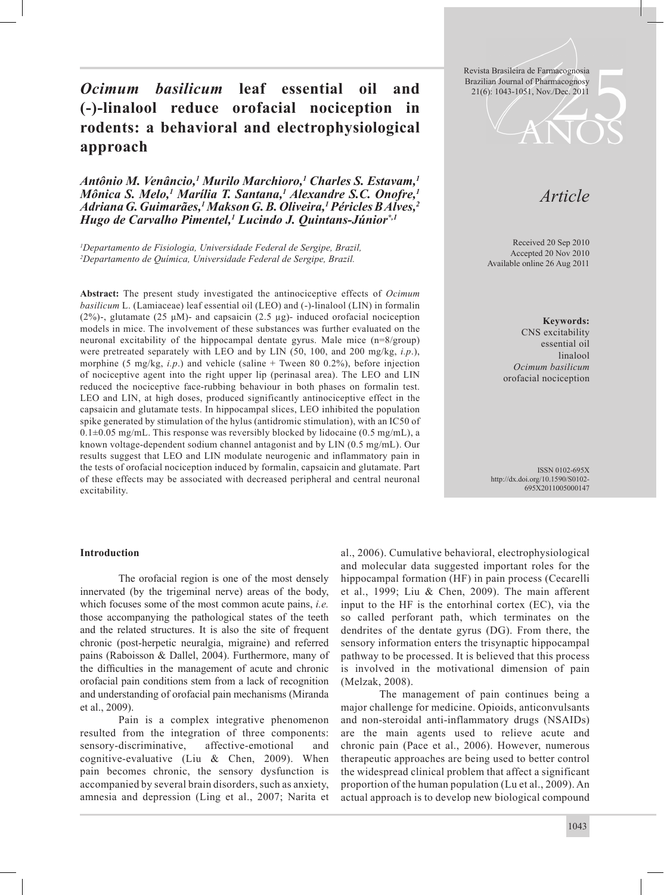# *Ocimum basilicum* leaf essential oil and (-)-linalool reduce orofacial nociception in rodents: a behavioral and electrophysiological approach

*Antônio M. Venâncio,[1] Murilo Marchioro,[1] Charles S. Estavam,[1] Mônica S. Melo,[1] Marília T. Santana,[1] Alexandre S.C. Onofre,[1] Adriana G. Guimarães,[1] Makson G. B. Oliveira,[1] Péricles B Alves,[2] Hugo de Carvalho Pimentel,[1] Lucindo J. Quintans-Júnior*[*,1]*

[1]Departamento de Fisiologia, Universidade Federal de Sergipe, Brazil,
[2]Departamento de Química, Universidade Federal de Sergipe, Brazil.

Revista Brasileira de Farmacognosia
Brazilian Journal of Pharmacognosy
21(6): 1043-1051, Nov./Dec. 2011

*Article*

Received 20 Sep 2010
Accepted 20 Nov 2010
Available online 26 Aug 2011

**Abstract:** The present study investigated the antinociceptive effects of *Ocimum basilicum* L. (Lamiaceae) leaf essential oil (LEO) and (-)-linalool (LIN) in formalin (2%)-, glutamate (25 µM)- and capsaicin (2.5 µg)- induced orofacial nociception models in mice. The involvement of these substances was further evaluated on the neuronal excitability of the hippocampal dentate gyrus. Male mice (n=8/group) were pretreated separately with LEO and by LIN (50, 100, and 200 mg/kg, *i.p.*), morphine (5 mg/kg, *i.p.*) and vehicle (saline + Tween 80 0.2%), before injection of nociceptive agent into the right upper lip (perinasal area). The LEO and LIN reduced the nociceptive face-rubbing behaviour in both phases on formalin test. LEO and LIN, at high doses, produced significantly antinociceptive effect in the capsaicin and glutamate tests. In hippocampal slices, LEO inhibited the population spike generated by stimulation of the hylus (antidromic stimulation), with an IC50 of 0.1±0.05 mg/mL. This response was reversibly blocked by lidocaine (0.5 mg/mL), a known voltage-dependent sodium channel antagonist and by LIN (0.5 mg/mL). Our results suggest that LEO and LIN modulate neurogenic and inflammatory pain in the tests of orofacial nociception induced by formalin, capsaicin and glutamate. Part of these effects may be associated with decreased peripheral and central neuronal excitability.

**Keywords:**
CNS excitability
essential oil
linalool
*Ocimum basilicum*
orofacial nociception

ISSN 0102-695X
http://dx.doi.org/10.1590/S0102-695X2011005000147

## Introduction

The orofacial region is one of the most densely innervated (by the trigeminal nerve) areas of the body, which focuses some of the most common acute pains, *i.e.* those accompanying the pathological states of the teeth and the related structures. It is also the site of frequent chronic (post-herpetic neuralgia, migraine) and referred pains (Raboisson & Dallel, 2004). Furthermore, many of the difficulties in the management of acute and chronic orofacial pain conditions stem from a lack of recognition and understanding of orofacial pain mechanisms (Miranda et al., 2009).

Pain is a complex integrative phenomenon resulted from the integration of three components: sensory-discriminative, affective-emotional and cognitive-evaluative (Liu & Chen, 2009). When pain becomes chronic, the sensory dysfunction is accompanied by several brain disorders, such as anxiety, amnesia and depression (Ling et al., 2007; Narita et al., 2006). Cumulative behavioral, electrophysiological and molecular data suggested important roles for the hippocampal formation (HF) in pain process (Cecarelli et al., 1999; Liu & Chen, 2009). The main afferent input to the HF is the entorhinal cortex (EC), via the so called perforant path, which terminates on the dendrites of the dentate gyrus (DG). From there, the sensory information enters the trisynaptic hippocampal pathway to be processed. It is believed that this process is involved in the motivational dimension of pain (Melzak, 2008).

The management of pain continues being a major challenge for medicine. Opioids, anticonvulsants and non-steroidal anti-inflammatory drugs (NSAIDs) are the main agents used to relieve acute and chronic pain (Pace et al., 2006). However, numerous therapeutic approaches are being used to better control the widespread clinical problem that affect a significant proportion of the human population (Lu et al., 2009). An actual approach is to develop new biological compound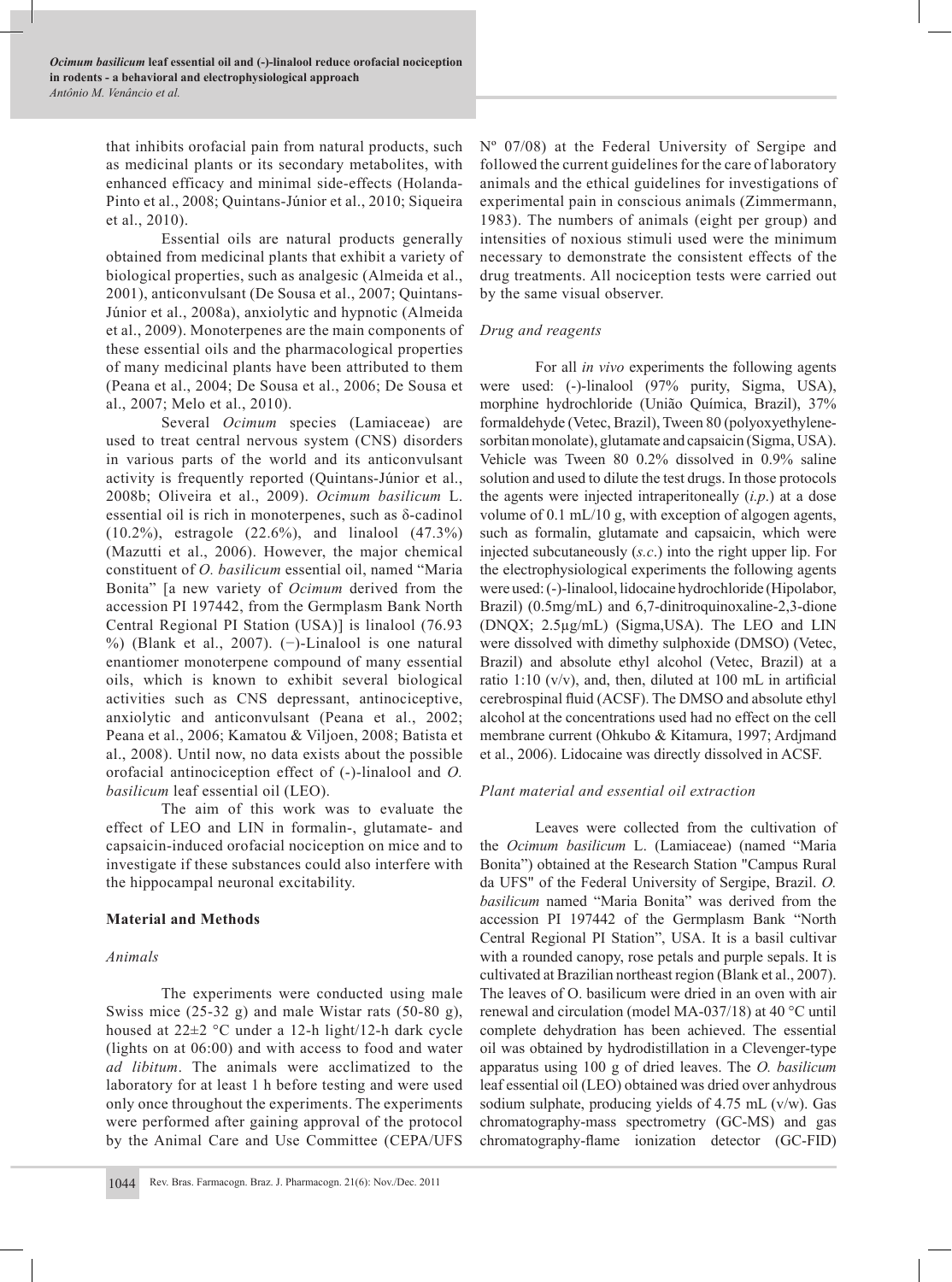that inhibits orofacial pain from natural products, such as medicinal plants or its secondary metabolites, with enhanced efficacy and minimal side-effects (Holanda-Pinto et al., 2008; Quintans-Júnior et al., 2010; Siqueira et al., 2010).

Essential oils are natural products generally obtained from medicinal plants that exhibit a variety of biological properties, such as analgesic (Almeida et al., 2001), anticonvulsant (De Sousa et al., 2007; Quintans-Júnior et al., 2008a), anxiolytic and hypnotic (Almeida et al., 2009). Monoterpenes are the main components of these essential oils and the pharmacological properties of many medicinal plants have been attributed to them (Peana et al., 2004; De Sousa et al., 2006; De Sousa et al., 2007; Melo et al., 2010).

Several *Ocimum* species (Lamiaceae) are used to treat central nervous system (CNS) disorders in various parts of the world and its anticonvulsant activity is frequently reported (Quintans-Júnior et al., 2008b; Oliveira et al., 2009). *Ocimum basilicum* L. essential oil is rich in monoterpenes, such as δ-cadinol (10.2%), estragole (22.6%), and linalool (47.3%) (Mazutti et al., 2006). However, the major chemical constituent of *O. basilicum* essential oil, named "Maria Bonita" [a new variety of *Ocimum* derived from the accession PI 197442, from the Germplasm Bank North Central Regional PI Station (USA)] is linalool (76.93 %) (Blank et al., 2007). (−)-Linalool is one natural enantiomer monoterpene compound of many essential oils, which is known to exhibit several biological activities such as CNS depressant, antinociceptive, anxiolytic and anticonvulsant (Peana et al., 2002; Peana et al., 2006; Kamatou & Viljoen, 2008; Batista et al., 2008). Until now, no data exists about the possible orofacial antinociception effect of (-)-linalool and *O. basilicum* leaf essential oil (LEO).

The aim of this work was to evaluate the effect of LEO and LIN in formalin-, glutamate- and capsaicin-induced orofacial nociception on mice and to investigate if these substances could also interfere with the hippocampal neuronal excitability.

## Material and Methods

### *Animals*

The experiments were conducted using male Swiss mice (25-32 g) and male Wistar rats (50-80 g), housed at 22±2 °C under a 12-h light/12-h dark cycle (lights on at 06:00) and with access to food and water *ad libitum*. The animals were acclimatized to the laboratory for at least 1 h before testing and were used only once throughout the experiments. The experiments were performed after gaining approval of the protocol by the Animal Care and Use Committee (CEPA/UFS Nº 07/08) at the Federal University of Sergipe and followed the current guidelines for the care of laboratory animals and the ethical guidelines for investigations of experimental pain in conscious animals (Zimmermann, 1983). The numbers of animals (eight per group) and intensities of noxious stimuli used were the minimum necessary to demonstrate the consistent effects of the drug treatments. All nociception tests were carried out by the same visual observer.

### *Drug and reagents*

For all *in vivo* experiments the following agents were used: (-)-linalool (97% purity, Sigma, USA), morphine hydrochloride (União Química, Brazil), 37% formaldehyde (Vetec, Brazil), Tween 80 (polyoxyethylene-sorbitan monolate), glutamate and capsaicin (Sigma, USA). Vehicle was Tween 80 0.2% dissolved in 0.9% saline solution and used to dilute the test drugs. In those protocols the agents were injected intraperitoneally (*i.p.*) at a dose volume of 0.1 mL/10 g, with exception of algogen agents, such as formalin, glutamate and capsaicin, which were injected subcutaneously (*s.c.*) into the right upper lip. For the electrophysiological experiments the following agents were used: (-)-linalool, lidocaine hydrochloride (Hipolabor, Brazil) (0.5mg/mL) and 6,7-dinitroquinoxaline-2,3-dione (DNQX; 2.5µg/mL) (Sigma,USA). The LEO and LIN were dissolved with dimethy sulphoxide (DMSO) (Vetec, Brazil) and absolute ethyl alcohol (Vetec, Brazil) at a ratio 1:10 (v/v), and, then, diluted at 100 mL in artificial cerebrospinal fluid (ACSF). The DMSO and absolute ethyl alcohol at the concentrations used had no effect on the cell membrane current (Ohkubo & Kitamura, 1997; Ardjmand et al., 2006). Lidocaine was directly dissolved in ACSF.

### *Plant material and essential oil extraction*

Leaves were collected from the cultivation of the *Ocimum basilicum* L. (Lamiaceae) (named "Maria Bonita") obtained at the Research Station "Campus Rural da UFS" of the Federal University of Sergipe, Brazil. *O. basilicum* named "Maria Bonita" was derived from the accession PI 197442 of the Germplasm Bank "North Central Regional PI Station", USA. It is a basil cultivar with a rounded canopy, rose petals and purple sepals. It is cultivated at Brazilian northeast region (Blank et al., 2007). The leaves of O. basilicum were dried in an oven with air renewal and circulation (model MA-037/18) at 40 °C until complete dehydration has been achieved. The essential oil was obtained by hydrodistillation in a Clevenger-type apparatus using 100 g of dried leaves. The *O. basilicum* leaf essential oil (LEO) obtained was dried over anhydrous sodium sulphate, producing yields of 4.75 mL (v/w). Gas chromatography-mass spectrometry (GC-MS) and gas chromatography-flame ionization detector (GC-FID)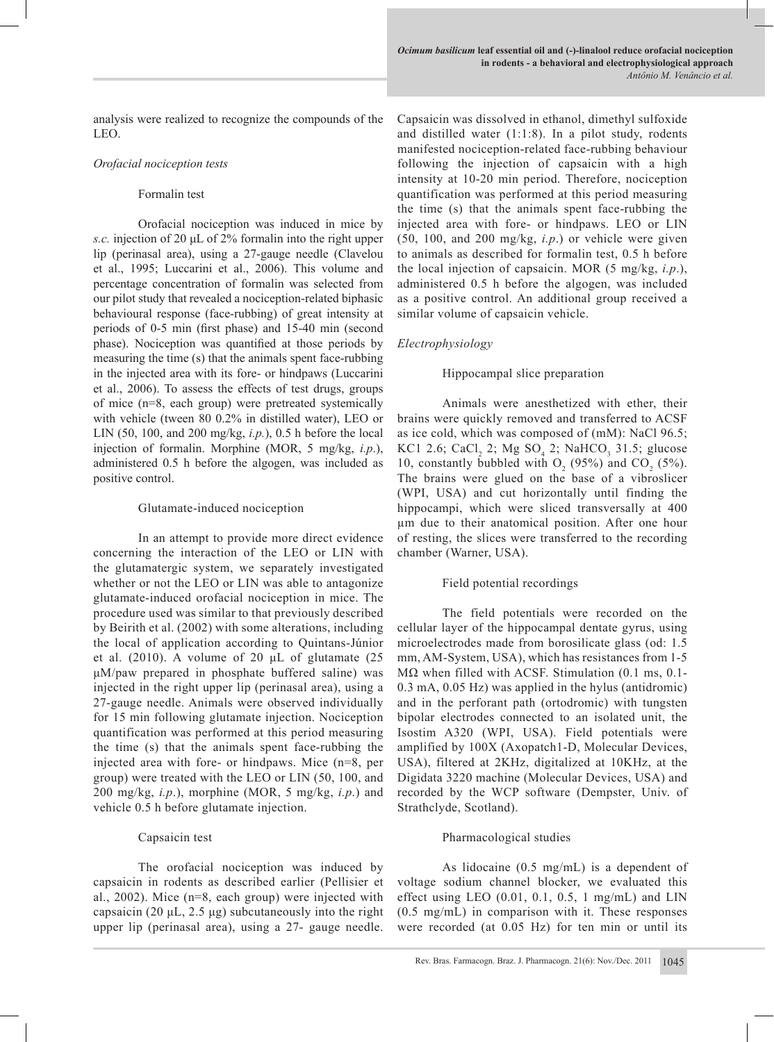analysis were realized to recognize the compounds of the LEO.

### *Orofacial nociception tests*

#### Formalin test

Orofacial nociception was induced in mice by *s.c.* injection of 20 µL of 2% formalin into the right upper lip (perinasal area), using a 27-gauge needle (Clavelou et al., 1995; Luccarini et al., 2006). This volume and percentage concentration of formalin was selected from our pilot study that revealed a nociception-related biphasic behavioural response (face-rubbing) of great intensity at periods of 0-5 min (first phase) and 15-40 min (second phase). Nociception was quantified at those periods by measuring the time (s) that the animals spent face-rubbing in the injected area with its fore- or hindpaws (Luccarini et al., 2006). To assess the effects of test drugs, groups of mice (n=8, each group) were pretreated systemically with vehicle (tween 80 0.2% in distilled water), LEO or LIN (50, 100, and 200 mg/kg, *i.p.*), 0.5 h before the local injection of formalin. Morphine (MOR, 5 mg/kg, *i.p.*), administered 0.5 h before the algogen, was included as positive control.

#### Glutamate-induced nociception

In an attempt to provide more direct evidence concerning the interaction of the LEO or LIN with the glutamatergic system, we separately investigated whether or not the LEO or LIN was able to antagonize glutamate-induced orofacial nociception in mice. The procedure used was similar to that previously described by Beirith et al. (2002) with some alterations, including the local of application according to Quintans-Júnior et al. (2010). A volume of 20 µL of glutamate (25 µM/paw prepared in phosphate buffered saline) was injected in the right upper lip (perinasal area), using a 27-gauge needle. Animals were observed individually for 15 min following glutamate injection. Nociception quantification was performed at this period measuring the time (s) that the animals spent face-rubbing the injected area with fore- or hindpaws. Mice (n=8, per group) were treated with the LEO or LIN (50, 100, and 200 mg/kg, *i.p.*), morphine (MOR, 5 mg/kg, *i.p.*) and vehicle 0.5 h before glutamate injection.

#### Capsaicin test

The orofacial nociception was induced by capsaicin in rodents as described earlier (Pellisier et al., 2002). Mice (n=8, each group) were injected with capsaicin (20 µL, 2.5 µg) subcutaneously into the right upper lip (perinasal area), using a 27- gauge needle. Capsaicin was dissolved in ethanol, dimethyl sulfoxide and distilled water (1:1:8). In a pilot study, rodents manifested nociception-related face-rubbing behaviour following the injection of capsaicin with a high intensity at 10-20 min period. Therefore, nociception quantification was performed at this period measuring the time (s) that the animals spent face-rubbing the injected area with fore- or hindpaws. LEO or LIN (50, 100, and 200 mg/kg, *i.p.*) or vehicle were given to animals as described for formalin test, 0.5 h before the local injection of capsaicin. MOR (5 mg/kg, *i.p.*), administered 0.5 h before the algogen, was included as a positive control. An additional group received a similar volume of capsaicin vehicle.

### *Electrophysiology*

#### Hippocampal slice preparation

Animals were anesthetized with ether, their brains were quickly removed and transferred to ACSF as ice cold, which was composed of (mM): NaCl 96.5; KC1 2.6; $CaCl_2$ 2; Mg $SO_4$ 2; $NaHCO_3$ 31.5; glucose 10, constantly bubbled with $O_2$ (95%) and $CO_2$ (5%). The brains were glued on the base of a vibroslicer (WPI, USA) and cut horizontally until finding the hippocampi, which were sliced transversally at 400 µm due to their anatomical position. After one hour of resting, the slices were transferred to the recording chamber (Warner, USA).

#### Field potential recordings

The field potentials were recorded on the cellular layer of the hippocampal dentate gyrus, using microelectrodes made from borosilicate glass (od: 1.5 mm, AM-System, USA), which has resistances from 1-5 MΩ when filled with ACSF. Stimulation (0.1 ms, 0.1-0.3 mA, 0.05 Hz) was applied in the hylus (antidromic) and in the perforant path (ortodromic) with tungsten bipolar electrodes connected to an isolated unit, the Isostim A320 (WPI, USA). Field potentials were amplified by 100X (Axopatch1-D, Molecular Devices, USA), filtered at 2KHz, digitalized at 10KHz, at the Digidata 3220 machine (Molecular Devices, USA) and recorded by the WCP software (Dempster, Univ. of Strathclyde, Scotland).

#### Pharmacological studies

As lidocaine (0.5 mg/mL) is a dependent of voltage sodium channel blocker, we evaluated this effect using LEO (0.01, 0.1, 0.5, 1 mg/mL) and LIN (0.5 mg/mL) in comparison with it. These responses were recorded (at 0.05 Hz) for ten min or until its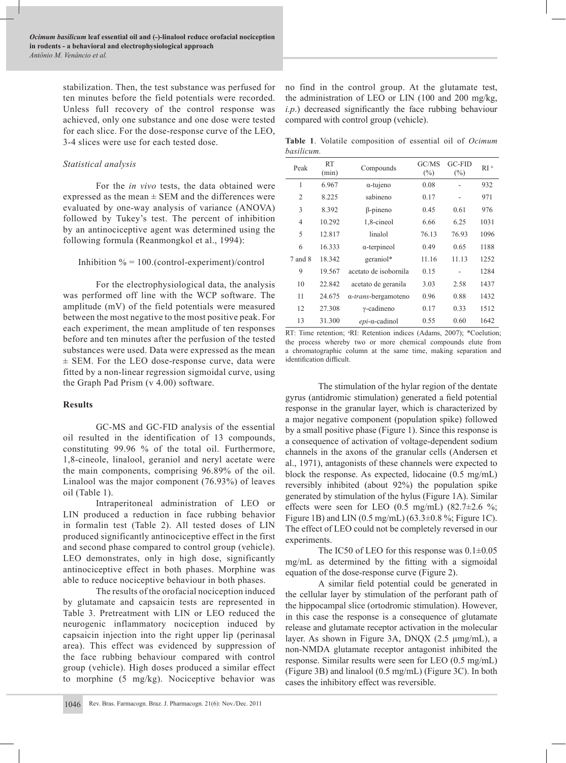stabilization. Then, the test substance was perfused for ten minutes before the field potentials were recorded. Unless full recovery of the control response was achieved, only one substance and one dose were tested for each slice. For the dose-response curve of the LEO, 3-4 slices were use for each tested dose.

### *Statistical analysis*

For the *in vivo* tests, the data obtained were expressed as the mean ± SEM and the differences were evaluated by one-way analysis of variance (ANOVA) followed by Tukey's test. The percent of inhibition by an antinociceptive agent was determined using the following formula (Reanmongkol et al., 1994):

Inhibition % = 100.(control-experiment)/control

For the electrophysiological data, the analysis was performed off line with the WCP software. The amplitude (mV) of the field potentials were measured between the most negative to the most positive peak. For each experiment, the mean amplitude of ten responses before and ten minutes after the perfusion of the tested substances were used. Data were expressed as the mean ± SEM. For the LEO dose-response curve, data were fitted by a non-linear regression sigmoidal curve, using the Graph Pad Prism (v 4.00) software.

## **Results**

GC-MS and GC-FID analysis of the essential oil resulted in the identification of 13 compounds, constituting 99.96 % of the total oil. Furthermore, 1,8-cineole, linalool, geraniol and neryl acetate were the main components, comprising 96.89% of the oil. Linalool was the major component (76.93%) of leaves oil (Table 1).

Intraperitoneal administration of LEO or LIN produced a reduction in face rubbing behavior in formalin test (Table 2). All tested doses of LIN produced significantly antinociceptive effect in the first and second phase compared to control group (vehicle). LEO demonstrates, only in high dose, significantly antinociceptive effect in both phases. Morphine was able to reduce nociceptive behaviour in both phases.

The results of the orofacial nociception induced by glutamate and capsaicin tests are represented in Table 3. Pretreatment with LIN or LEO reduced the neurogenic inflammatory nociception induced by capsaicin injection into the right upper lip (perinasal area). This effect was evidenced by suppression of the face rubbing behaviour compared with control group (vehicle). High doses produced a similar effect to morphine (5 mg/kg). Nociceptive behavior was no find in the control group. At the glutamate test, the administration of LEO or LIN (100 and 200 mg/kg, *i.p.*) decreased significantly the face rubbing behaviour compared with control group (vehicle).

**Table 1**. Volatile composition of essential oil of *Ocimum basilicum.*

| Peak | RT (min) | Compounds | GC/MS (%) | GC-FID (%) | RI [a] |
|---|---|---|---|---|---|
| 1 | 6.967 | α-tujeno | 0.08 | - | 932 |
| 2 | 8.225 | sabineno | 0.17 | - | 971 |
| 3 | 8.392 | β-pineno | 0.45 | 0.61 | 976 |
| 4 | 10.292 | 1,8-cineol | 6.66 | 6.25 | 1031 |
| 5 | 12.817 | linalol | 76.13 | 76.93 | 1096 |
| 6 | 16.333 | α-terpineol | 0.49 | 0.65 | 1188 |
| 7 and 8 | 18.342 | geraniol* | 11.16 | 11.13 | 1252 |
| 9 | 19.567 | acetato de isobornila | 0.15 | - | 1284 |
| 10 | 22.842 | acetato de geranila | 3.03 | 2.58 | 1437 |
| 11 | 24.675 | α-*trans*-bergamoteno | 0.96 | 0.88 | 1432 |
| 12 | 27.308 | γ-cadineno | 0.17 | 0.33 | 1512 |
| 13 | 31.300 | *epi*-α-cadinol | 0.55 | 0.60 | 1642 |

RT: Time retention; [a]RI: Retention indices (Adams, 2007); *Coelution; the process whereby two or more chemical compounds elute from a chromatographic column at the same time, making separation and identification difficult.

The stimulation of the hylar region of the dentate gyrus (antidromic stimulation) generated a field potential response in the granular layer, which is characterized by a major negative component (population spike) followed by a small positive phase (Figure 1). Since this response is a consequence of activation of voltage-dependent sodium channels in the axons of the granular cells (Andersen et al., 1971), antagonists of these channels were expected to block the response. As expected, lidocaine (0.5 mg/mL) reversibly inhibited (about 92%) the population spike generated by stimulation of the hylus (Figure 1A). Similar effects were seen for LEO (0.5 mg/mL) (82.7±2.6 %; Figure 1B) and LIN (0.5 mg/mL) (63.3±0.8 %; Figure 1C). The effect of LEO could not be completely reversed in our experiments.

The IC50 of LEO for this response was 0.1±0.05 mg/mL as determined by the fitting with a sigmoidal equation of the dose-response curve (Figure 2).

A similar field potential could be generated in the cellular layer by stimulation of the perforant path of the hippocampal slice (ortodromic stimulation). However, in this case the response is a consequence of glutamate release and glutamate receptor activation in the molecular layer. As shown in Figure 3A, DNQX (2.5 μmg/mL), a non-NMDA glutamate receptor antagonist inhibited the response. Similar results were seen for LEO (0.5 mg/mL) (Figure 3B) and linalool (0.5 mg/mL) (Figure 3C). In both cases the inhibitory effect was reversible.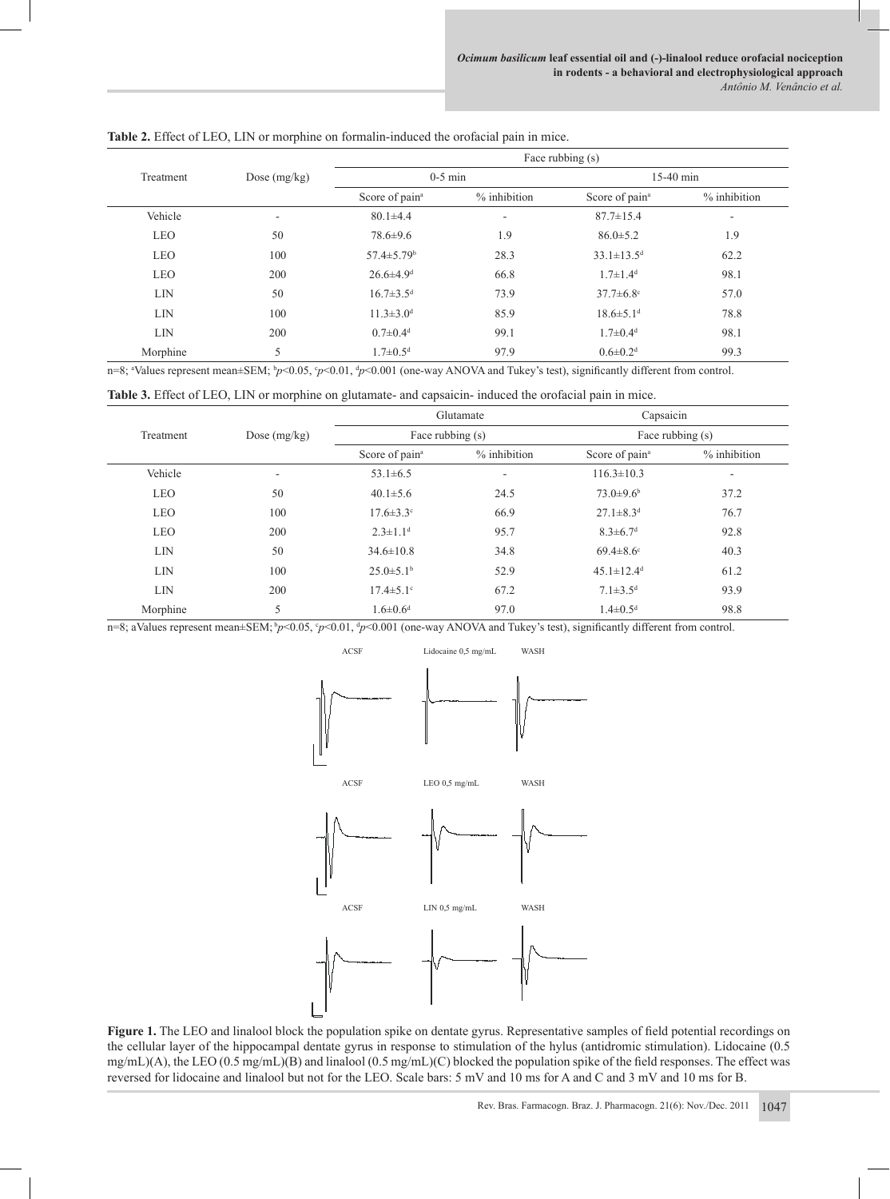**Table 2.** Effect of LEO, LIN or morphine on formalin-induced the orofacial pain in mice.

| Treatment | Dose (mg/kg) | Face rubbing (s) | | | |
|---|---|---|---|---|---|
| | | 0-5 min | | 15-40 min | |
| | | Score of pain[a] | % inhibition | Score of pain[a] | % inhibition |
| Vehicle | - | 80.1±4.4 | - | 87.7±15.4 | - |
| LEO | 50 | 78.6±9.6 | 1.9 | 86.0±5.2 | 1.9 |
| LEO | 100 | 57.4±5.79[b] | 28.3 | 33.1±13.5[d] | 62.2 |
| LEO | 200 | 26.6±4.9[d] | 66.8 | 1.7±1.4[d] | 98.1 |
| LIN | 50 | 16.7±3.5[d] | 73.9 | 37.7±6.8[c] | 57.0 |
| LIN | 100 | 11.3±3.0[d] | 85.9 | 18.6±5.1[d] | 78.8 |
| LIN | 200 | 0.7±0.4[d] | 99.1 | 1.7±0.4[d] | 98.1 |
| Morphine | 5 | 1.7±0.5[d] | 97.9 | 0.6±0.2[d] | 99.3 |

n=8; [a]Values represent mean±SEM; [b]$p<0.05$, [c]$p<0.01$, [d]$p<0.001$ (one-way ANOVA and Tukey's test), significantly different from control.

**Table 3.** Effect of LEO, LIN or morphine on glutamate- and capsaicin- induced the orofacial pain in mice.

| Treatment | Dose (mg/kg) | Glutamate | | Capsaicin | |
|---|---|---|---|---|---|
| | | Face rubbing (s) | | Face rubbing (s) | |
| | | Score of pain[a] | % inhibition | Score of pain[a] | % inhibition |
| Vehicle | - | 53.1±6.5 | - | 116.3±10.3 | - |
| LEO | 50 | 40.1±5.6 | 24.5 | 73.0±9.6[b] | 37.2 |
| LEO | 100 | 17.6±3.3[c] | 66.9 | 27.1±8.3[d] | 76.7 |
| LEO | 200 | 2.3±1.1[d] | 95.7 | 8.3±6.7[d] | 92.8 |
| LIN | 50 | 34.6±10.8 | 34.8 | 69.4±8.6[c] | 40.3 |
| LIN | 100 | 25.0±5.1[b] | 52.9 | 45.1±12.4[d] | 61.2 |
| LIN | 200 | 17.4±5.1[c] | 67.2 | 7.1±3.5[d] | 93.9 |
| Morphine | 5 | 1.6±0.6[d] | 97.0 | 1.4±0.5[d] | 98.8 |

n=8; aValues represent mean±SEM; [b]$p<0.05$, [c]$p<0.01$, [d]$p<0.001$ (one-way ANOVA and Tukey's test), significantly different from control.

**Figure 1.** The LEO and linalool block the population spike on dentate gyrus. Representative samples of field potential recordings on the cellular layer of the hippocampal dentate gyrus in response to stimulation of the hylus (antidromic stimulation). Lidocaine (0.5 mg/mL)(A), the LEO (0.5 mg/mL)(B) and linalool (0.5 mg/mL)(C) blocked the population spike of the field responses. The effect was reversed for lidocaine and linalool but not for the LEO. Scale bars: 5 mV and 10 ms for A and C and 3 mV and 10 ms for B.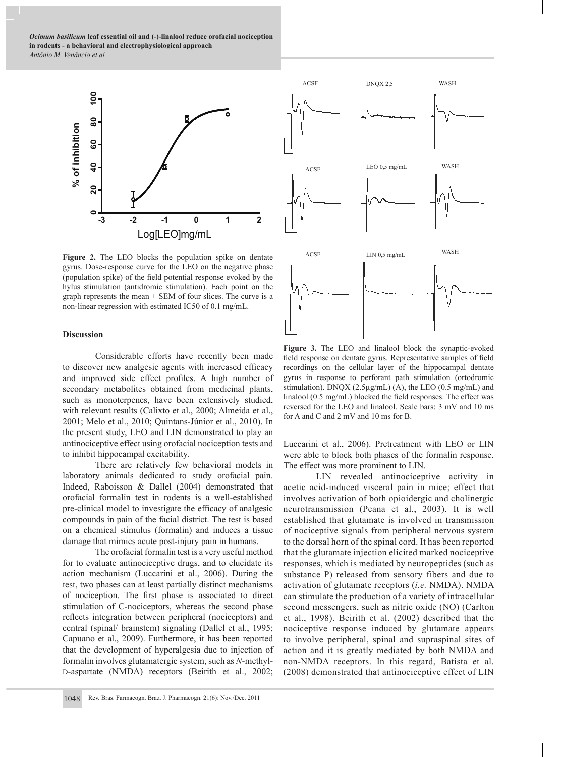**Figure 2.** The LEO blocks the population spike on dentate gyrus. Dose-response curve for the LEO on the negative phase (population spike) of the field potential response evoked by the hylus stimulation (antidromic stimulation). Each point on the graph represents the mean ± SEM of four slices. The curve is a non-linear regression with estimated IC50 of 0.1 mg/mL.

**Figure 3.** The LEO and linalool block the synaptic-evoked field response on dentate gyrus. Representative samples of field recordings on the cellular layer of the hippocampal dentate gyrus in response to perforant path stimulation (ortodromic stimulation). DNQX (2.5µg/mL) (A), the LEO (0.5 mg/mL) and linalool (0.5 mg/mL) blocked the field responses. The effect was reversed for the LEO and linalool. Scale bars: 3 mV and 10 ms for A and C and 2 mV and 10 ms for B.

## Discussion

Considerable efforts have recently been made to discover new analgesic agents with increased efficacy and improved side effect profiles. A high number of secondary metabolites obtained from medicinal plants, such as monoterpenes, have been extensively studied, with relevant results (Calixto et al., 2000; Almeida et al., 2001; Melo et al., 2010; Quintans-Júnior et al., 2010). In the present study, LEO and LIN demonstrated to play an antinociceptive effect using orofacial nociception tests and to inhibit hippocampal excitability.

There are relatively few behavioral models in laboratory animals dedicated to study orofacial pain. Indeed, Raboisson & Dallel (2004) demonstrated that orofacial formalin test in rodents is a well-established pre-clinical model to investigate the efficacy of analgesic compounds in pain of the facial district. The test is based on a chemical stimulus (formalin) and induces a tissue damage that mimics acute post-injury pain in humans.

The orofacial formalin test is a very useful method for to evaluate antinociceptive drugs, and to elucidate its action mechanism (Luccarini et al., 2006). During the test, two phases can at least partially distinct mechanisms of nociception. The first phase is associated to direct stimulation of C-nociceptors, whereas the second phase reflects integration between peripheral (nociceptors) and central (spinal/ brainstem) signaling (Dallel et al., 1995; Capuano et al., 2009). Furthermore, it has been reported that the development of hyperalgesia due to injection of formalin involves glutamatergic system, such as *N*-methyl-D-aspartate (NMDA) receptors (Beirith et al., 2002; Luccarini et al., 2006). Pretreatment with LEO or LIN were able to block both phases of the formalin response. The effect was more prominent to LIN.

LIN revealed antinociceptive activity in acetic acid-induced visceral pain in mice; effect that involves activation of both opioidergic and cholinergic neurotransmission (Peana et al., 2003). It is well established that glutamate is involved in transmission of nociceptive signals from peripheral nervous system to the dorsal horn of the spinal cord. It has been reported that the glutamate injection elicited marked nociceptive responses, which is mediated by neuropeptides (such as substance P) released from sensory fibers and due to activation of glutamate receptors (*i.e.* NMDA). NMDA can stimulate the production of a variety of intracellular second messengers, such as nitric oxide (NO) (Carlton et al., 1998). Beirith et al. (2002) described that the nociceptive response induced by glutamate appears to involve peripheral, spinal and supraspinal sites of action and it is greatly mediated by both NMDA and non-NMDA receptors. In this regard, Batista et al. (2008) demonstrated that antinociceptive effect of LIN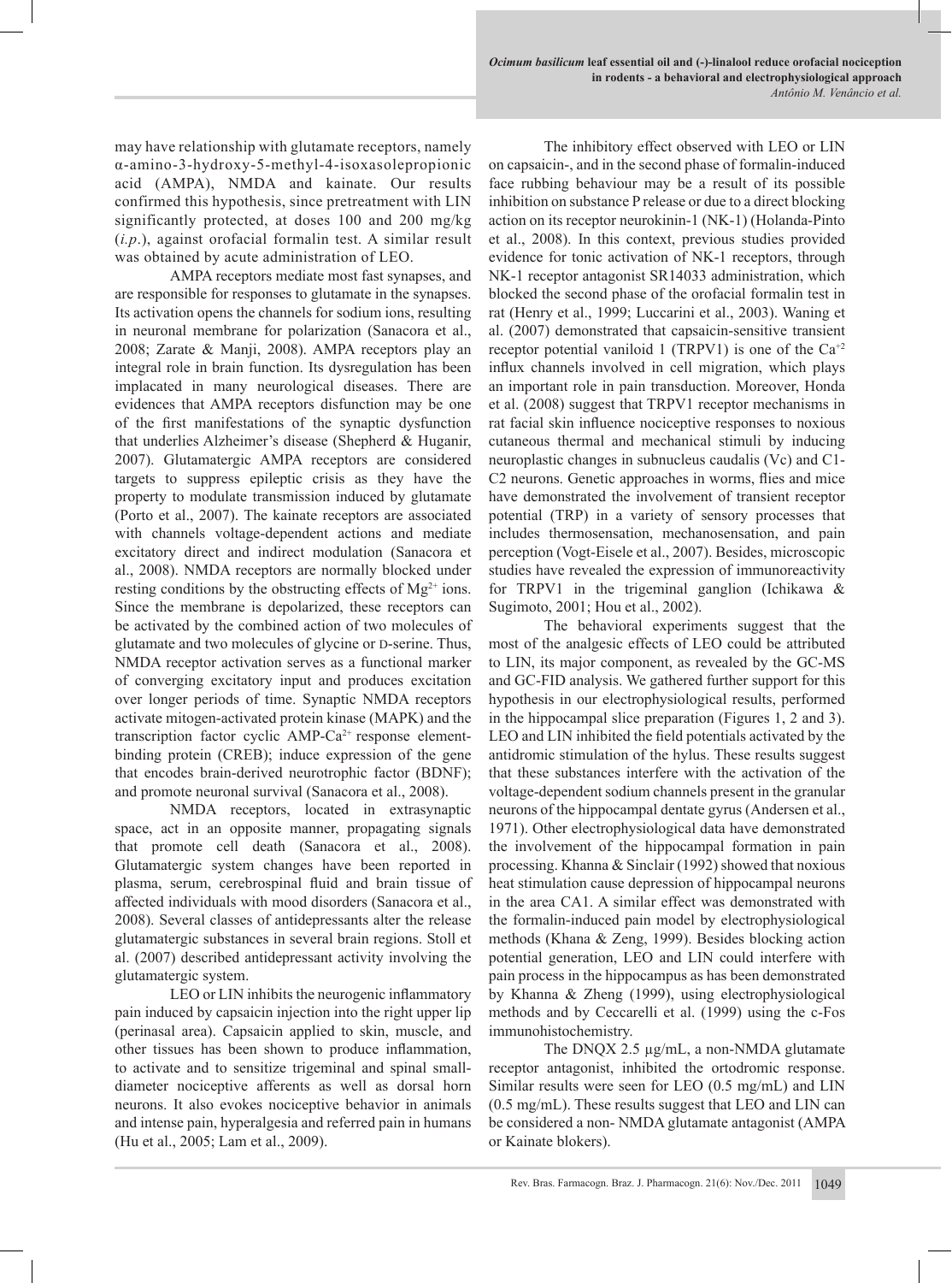may have relationship with glutamate receptors, namely α-amino-3-hydroxy-5-methyl-4-isoxasolepropionic acid (AMPA), NMDA and kainate. Our results confirmed this hypothesis, since pretreatment with LIN significantly protected, at doses 100 and 200 mg/kg (*i.p.*), against orofacial formalin test. A similar result was obtained by acute administration of LEO.

AMPA receptors mediate most fast synapses, and are responsible for responses to glutamate in the synapses. Its activation opens the channels for sodium ions, resulting in neuronal membrane for polarization (Sanacora et al., 2008; Zarate & Manji, 2008). AMPA receptors play an integral role in brain function. Its dysregulation has been implacated in many neurological diseases. There are evidences that AMPA receptors disfunction may be one of the first manifestations of the synaptic dysfunction that underlies Alzheimer's disease (Shepherd & Huganir, 2007). Glutamatergic AMPA receptors are considered targets to suppress epileptic crisis as they have the property to modulate transmission induced by glutamate (Porto et al., 2007). The kainate receptors are associated with channels voltage-dependent actions and mediate excitatory direct and indirect modulation (Sanacora et al., 2008). NMDA receptors are normally blocked under resting conditions by the obstructing effects of $Mg^{2+}$ ions. Since the membrane is depolarized, these receptors can be activated by the combined action of two molecules of glutamate and two molecules of glycine or D-serine. Thus, NMDA receptor activation serves as a functional marker of converging excitatory input and produces excitation over longer periods of time. Synaptic NMDA receptors activate mitogen-activated protein kinase (MAPK) and the transcription factor cyclic AMP-$Ca^{2+}$ response element-binding protein (CREB); induce expression of the gene that encodes brain-derived neurotrophic factor (BDNF); and promote neuronal survival (Sanacora et al., 2008).

NMDA receptors, located in extrasynaptic space, act in an opposite manner, propagating signals that promote cell death (Sanacora et al., 2008). Glutamatergic system changes have been reported in plasma, serum, cerebrospinal fluid and brain tissue of affected individuals with mood disorders (Sanacora et al., 2008). Several classes of antidepressants alter the release glutamatergic substances in several brain regions. Stoll et al. (2007) described antidepressant activity involving the glutamatergic system.

LEO or LIN inhibits the neurogenic inflammatory pain induced by capsaicin injection into the right upper lip (perinasal area). Capsaicin applied to skin, muscle, and other tissues has been shown to produce inflammation, to activate and to sensitize trigeminal and spinal small-diameter nociceptive afferents as well as dorsal horn neurons. It also evokes nociceptive behavior in animals and intense pain, hyperalgesia and referred pain in humans (Hu et al., 2005; Lam et al., 2009).

The inhibitory effect observed with LEO or LIN on capsaicin-, and in the second phase of formalin-induced face rubbing behaviour may be a result of its possible inhibition on substance P release or due to a direct blocking action on its receptor neurokinin-1 (NK-1) (Holanda-Pinto et al., 2008). In this context, previous studies provided evidence for tonic activation of NK-1 receptors, through NK-1 receptor antagonist SR14033 administration, which blocked the second phase of the orofacial formalin test in rat (Henry et al., 1999; Luccarini et al., 2003). Waning et al. (2007) demonstrated that capsaicin-sensitive transient receptor potential vaniloid 1 (TRPV1) is one of the $Ca^{+2}$ influx channels involved in cell migration, which plays an important role in pain transduction. Moreover, Honda et al. (2008) suggest that TRPV1 receptor mechanisms in rat facial skin influence nociceptive responses to noxious cutaneous thermal and mechanical stimuli by inducing neuroplastic changes in subnucleus caudalis (Vc) and C1-C2 neurons. Genetic approaches in worms, flies and mice have demonstrated the involvement of transient receptor potential (TRP) in a variety of sensory processes that includes thermosensation, mechanosensation, and pain perception (Vogt-Eisele et al., 2007). Besides, microscopic studies have revealed the expression of immunoreactivity for TRPV1 in the trigeminal ganglion (Ichikawa & Sugimoto, 2001; Hou et al., 2002).

The behavioral experiments suggest that the most of the analgesic effects of LEO could be attributed to LIN, its major component, as revealed by the GC-MS and GC-FID analysis. We gathered further support for this hypothesis in our electrophysiological results, performed in the hippocampal slice preparation (Figures 1, 2 and 3). LEO and LIN inhibited the field potentials activated by the antidromic stimulation of the hylus. These results suggest that these substances interfere with the activation of the voltage-dependent sodium channels present in the granular neurons of the hippocampal dentate gyrus (Andersen et al., 1971). Other electrophysiological data have demonstrated the involvement of the hippocampal formation in pain processing. Khanna & Sinclair (1992) showed that noxious heat stimulation cause depression of hippocampal neurons in the area CA1. A similar effect was demonstrated with the formalin-induced pain model by electrophysiological methods (Khana & Zeng, 1999). Besides blocking action potential generation, LEO and LIN could interfere with pain process in the hippocampus as has been demonstrated by Khanna & Zheng (1999), using electrophysiological methods and by Ceccarelli et al. (1999) using the c-Fos immunohistochemistry.

The DNQX 2.5 µg/mL, a non-NMDA glutamate receptor antagonist, inhibited the ortodromic response. Similar results were seen for LEO (0.5 mg/mL) and LIN (0.5 mg/mL). These results suggest that LEO and LIN can be considered a non- NMDA glutamate antagonist (AMPA or Kainate blokers).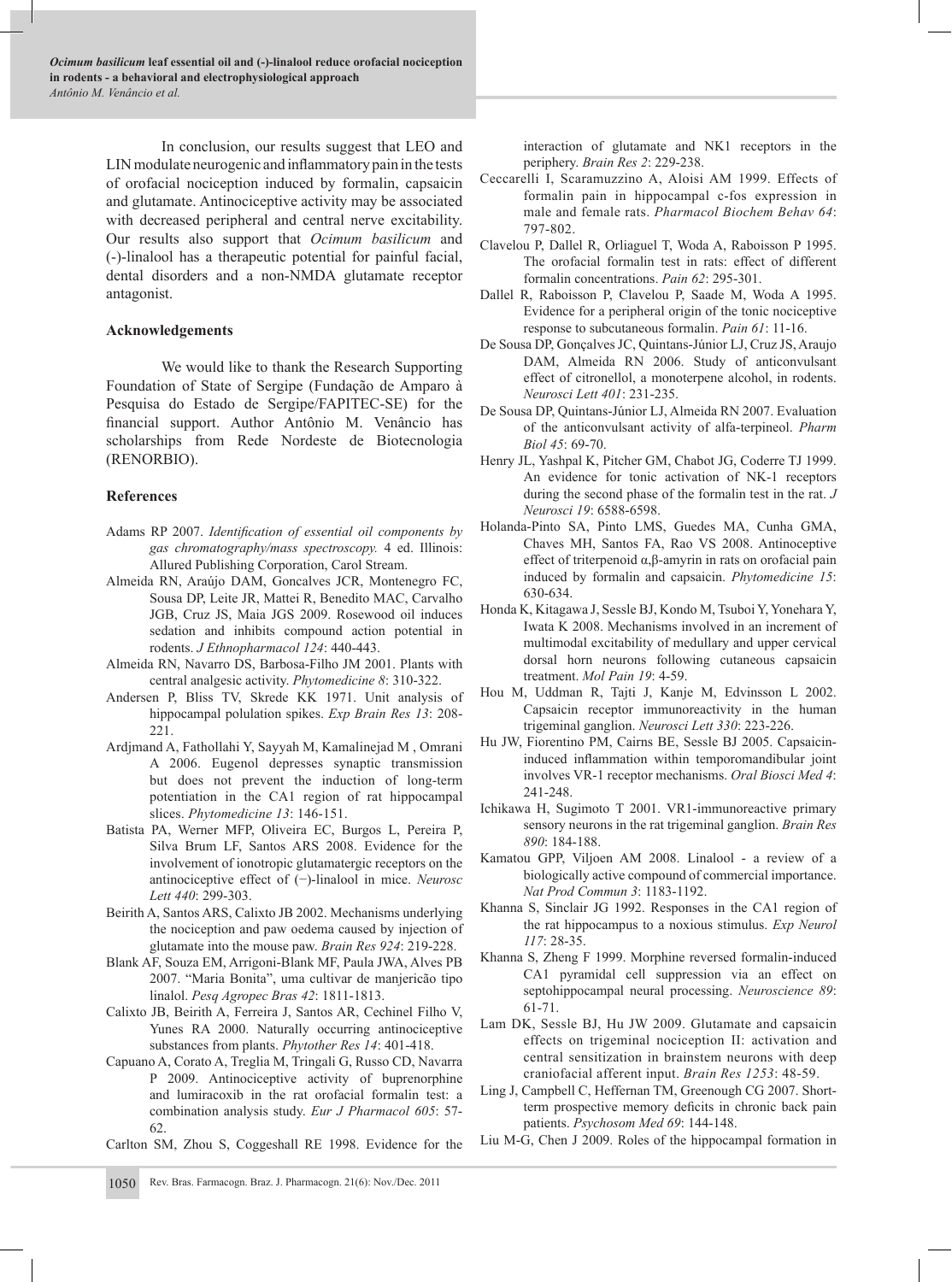In conclusion, our results suggest that LEO and LIN modulate neurogenic and inflammatory pain in the tests of orofacial nociception induced by formalin, capsaicin and glutamate. Antinociceptive activity may be associated with decreased peripheral and central nerve excitability. Our results also support that *Ocimum basilicum* and (-)-linalool has a therapeutic potential for painful facial, dental disorders and a non-NMDA glutamate receptor antagonist.

## Acknowledgements

We would like to thank the Research Supporting Foundation of State of Sergipe (Fundação de Amparo à Pesquisa do Estado de Sergipe/FAPITEC-SE) for the financial support. Author Antônio M. Venâncio has scholarships from Rede Nordeste de Biotecnologia (RENORBIO).

## References

Adams RP 2007. *Identification of essential oil components by gas chromatography/mass spectroscopy.* 4 ed. Illinois: Allured Publishing Corporation, Carol Stream.

Almeida RN, Araújo DAM, Goncalves JCR, Montenegro FC, Sousa DP, Leite JR, Mattei R, Benedito MAC, Carvalho JGB, Cruz JS, Maia JGS 2009. Rosewood oil induces sedation and inhibits compound action potential in rodents. *J Ethnopharmacol 124*: 440-443.

Almeida RN, Navarro DS, Barbosa-Filho JM 2001. Plants with central analgesic activity. *Phytomedicine 8*: 310-322.

Andersen P, Bliss TV, Skrede KK 1971. Unit analysis of hippocampal polulation spikes. *Exp Brain Res 13*: 208-221.

Ardjmand A, Fathollahi Y, Sayyah M, Kamalinejad M , Omrani A 2006. Eugenol depresses synaptic transmission but does not prevent the induction of long-term potentiation in the CA1 region of rat hippocampal slices. *Phytomedicine 13*: 146-151.

Batista PA, Werner MFP, Oliveira EC, Burgos L, Pereira P, Silva Brum LF, Santos ARS 2008. Evidence for the involvement of ionotropic glutamatergic receptors on the antinociceptive effect of (−)-linalool in mice. *Neurosc Lett 440*: 299-303.

Beirith A, Santos ARS, Calixto JB 2002. Mechanisms underlying the nociception and paw oedema caused by injection of glutamate into the mouse paw. *Brain Res 924*: 219-228.

Blank AF, Souza EM, Arrigoni-Blank MF, Paula JWA, Alves PB 2007. "Maria Bonita", uma cultivar de manjericão tipo linalol. *Pesq Agropec Bras 42*: 1811-1813.

Calixto JB, Beirith A, Ferreira J, Santos AR, Cechinel Filho V, Yunes RA 2000. Naturally occurring antinociceptive substances from plants. *Phytother Res 14*: 401-418.

Capuano A, Corato A, Treglia M, Tringali G, Russo CD, Navarra P 2009. Antinociceptive activity of buprenorphine and lumiracoxib in the rat orofacial formalin test: a combination analysis study. *Eur J Pharmacol 605*: 57-62.

Carlton SM, Zhou S, Coggeshall RE 1998. Evidence for the interaction of glutamate and NK1 receptors in the periphery. *Brain Res 2*: 229-238.

Ceccarelli I, Scaramuzzino A, Aloisi AM 1999. Effects of formalin pain in hippocampal c-fos expression in male and female rats. *Pharmacol Biochem Behav 64*: 797-802.

Clavelou P, Dallel R, Orliaguel T, Woda A, Raboisson P 1995. The orofacial formalin test in rats: effect of different formalin concentrations. *Pain 62*: 295-301.

Dallel R, Raboisson P, Clavelou P, Saade M, Woda A 1995. Evidence for a peripheral origin of the tonic nociceptive response to subcutaneous formalin. *Pain 61*: 11-16.

De Sousa DP, Gonçalves JC, Quintans-Júnior LJ, Cruz JS, Araujo DAM, Almeida RN 2006. Study of anticonvulsant effect of citronellol, a monoterpene alcohol, in rodents. *Neurosci Lett 401*: 231-235.

De Sousa DP, Quintans-Júnior LJ, Almeida RN 2007. Evaluation of the anticonvulsant activity of alfa-terpineol. *Pharm Biol 45*: 69-70.

Henry JL, Yashpal K, Pitcher GM, Chabot JG, Coderre TJ 1999. An evidence for tonic activation of NK-1 receptors during the second phase of the formalin test in the rat. *J Neurosci 19*: 6588-6598.

Holanda-Pinto SA, Pinto LMS, Guedes MA, Cunha GMA, Chaves MH, Santos FA, Rao VS 2008. Antinoceptive effect of triterpenoid α,β-amyrin in rats on orofacial pain induced by formalin and capsaicin. *Phytomedicine 15*: 630-634.

Honda K, Kitagawa J, Sessle BJ, Kondo M, Tsuboi Y, Yonehara Y, Iwata K 2008. Mechanisms involved in an increment of multimodal excitability of medullary and upper cervical dorsal horn neurons following cutaneous capsaicin treatment. *Mol Pain 19*: 4-59.

Hou M, Uddman R, Tajti J, Kanje M, Edvinsson L 2002. Capsaicin receptor immunoreactivity in the human trigeminal ganglion. *Neurosci Lett 330*: 223-226.

Hu JW, Fiorentino PM, Cairns BE, Sessle BJ 2005. Capsaicin-induced inflammation within temporomandibular joint involves VR-1 receptor mechanisms. *Oral Biosci Med 4*: 241-248.

Ichikawa H, Sugimoto T 2001. VR1-immunoreactive primary sensory neurons in the rat trigeminal ganglion. *Brain Res 890*: 184-188.

Kamatou GPP, Viljoen AM 2008. Linalool - a review of a biologically active compound of commercial importance. *Nat Prod Commun 3*: 1183-1192.

Khanna S, Sinclair JG 1992. Responses in the CA1 region of the rat hippocampus to a noxious stimulus. *Exp Neurol 117*: 28-35.

Khanna S, Zheng F 1999. Morphine reversed formalin-induced CA1 pyramidal cell suppression via an effect on septohippocampal neural processing. *Neuroscience 89*: 61-71.

Lam DK, Sessle BJ, Hu JW 2009. Glutamate and capsaicin effects on trigeminal nociception II: activation and central sensitization in brainstem neurons with deep craniofacial afferent input. *Brain Res 1253*: 48-59.

Ling J, Campbell C, Heffernan TM, Greenough CG 2007. Short-term prospective memory deficits in chronic back pain patients. *Psychosom Med 69*: 144-148.

Liu M-G, Chen J 2009. Roles of the hippocampal formation in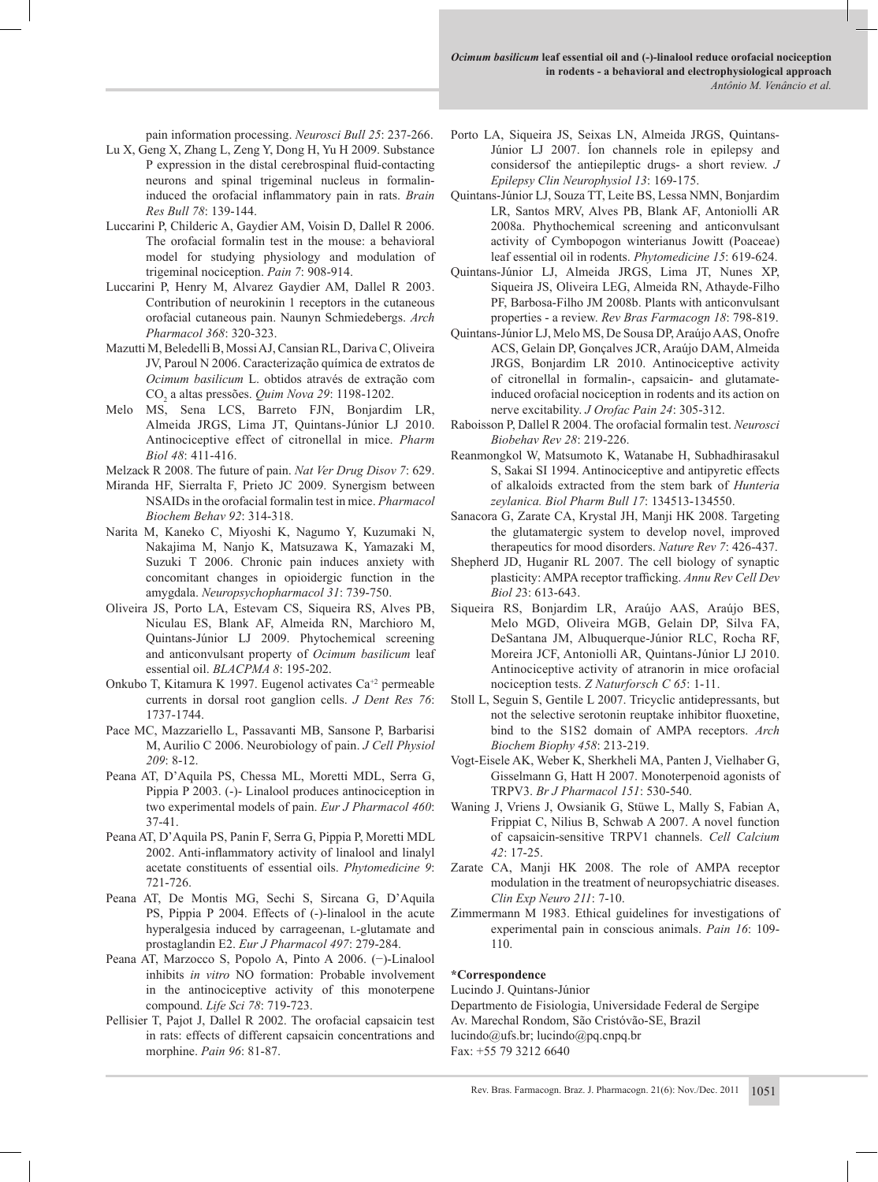pain information processing. *Neurosci Bull 25*: 237-266.

Lu X, Geng X, Zhang L, Zeng Y, Dong H, Yu H 2009. Substance P expression in the distal cerebrospinal fluid-contacting neurons and spinal trigeminal nucleus in formalin-induced the orofacial inflammatory pain in rats. *Brain Res Bull 78*: 139-144.

Luccarini P, Childeric A, Gaydier AM, Voisin D, Dallel R 2006. The orofacial formalin test in the mouse: a behavioral model for studying physiology and modulation of trigeminal nociception. *Pain 7*: 908-914.

Luccarini P, Henry M, Alvarez Gaydier AM, Dallel R 2003. Contribution of neurokinin 1 receptors in the cutaneous orofacial cutaneous pain. Naunyn Schmiedebergs. *Arch Pharmacol 368*: 320-323.

Mazutti M, Beledelli B, Mossi AJ, Cansian RL, Dariva C, Oliveira JV, Paroul N 2006. Caracterização química de extratos de *Ocimum basilicum* L. obtidos através de extração com $CO_2$ a altas pressões. *Quim Nova 29*: 1198-1202.

Melo MS, Sena LCS, Barreto FJN, Bonjardim LR, Almeida JRGS, Lima JT, Quintans-Júnior LJ 2010. Antinociceptive effect of citronellal in mice. *Pharm Biol 48*: 411-416.

Melzack R 2008. The future of pain. *Nat Ver Drug Disov 7*: 629.

Miranda HF, Sierralta F, Prieto JC 2009. Synergism between NSAIDs in the orofacial formalin test in mice. *Pharmacol Biochem Behav 92*: 314-318.

Narita M, Kaneko C, Miyoshi K, Nagumo Y, Kuzumaki N, Nakajima M, Nanjo K, Matsuzawa K, Yamazaki M, Suzuki T 2006. Chronic pain induces anxiety with concomitant changes in opioidergic function in the amygdala. *Neuropsychopharmacol 31*: 739-750.

Oliveira JS, Porto LA, Estevam CS, Siqueira RS, Alves PB, Niculau ES, Blank AF, Almeida RN, Marchioro M, Quintans-Júnior LJ 2009. Phytochemical screening and anticonvulsant property of *Ocimum basilicum* leaf essential oil. *BLACPMA 8*: 195-202.

Onkubo T, Kitamura K 1997. Eugenol activates $Ca^{+2}$ permeable currents in dorsal root ganglion cells. *J Dent Res 76*: 1737-1744.

Pace MC, Mazzariello L, Passavanti MB, Sansone P, Barbarisi M, Aurilio C 2006. Neurobiology of pain. *J Cell Physiol 209*: 8-12.

Peana AT, D'Aquila PS, Chessa ML, Moretti MDL, Serra G, Pippia P 2003. (-)- Linalool produces antinociception in two experimental models of pain. *Eur J Pharmacol 460*: 37-41.

Peana AT, D'Aquila PS, Panin F, Serra G, Pippia P, Moretti MDL 2002. Anti-inflammatory activity of linalool and linalyl acetate constituents of essential oils. *Phytomedicine 9*: 721-726.

Peana AT, De Montis MG, Sechi S, Sircana G, D'Aquila PS, Pippia P 2004. Effects of (-)-linalool in the acute hyperalgesia induced by carrageenan, L-glutamate and prostaglandin E2. *Eur J Pharmacol 497*: 279-284.

Peana AT, Marzocco S, Popolo A, Pinto A 2006. (−)-Linalool inhibits *in vitro* NO formation: Probable involvement in the antinociceptive activity of this monoterpene compound. *Life Sci 78*: 719-723.

Pellisier T, Pajot J, Dallel R 2002. The orofacial capsaicin test in rats: effects of different capsaicin concentrations and morphine. *Pain 96*: 81-87.

Porto LA, Siqueira JS, Seixas LN, Almeida JRGS, Quintans-Júnior LJ 2007. Íon channels role in epilepsy and considersof the antiepileptic drugs- a short review. *J Epilepsy Clin Neurophysiol 13*: 169-175.

Quintans-Júnior LJ, Souza TT, Leite BS, Lessa NMN, Bonjardim LR, Santos MRV, Alves PB, Blank AF, Antoniolli AR 2008a. Phythochemical screening and anticonvulsant activity of Cymbopogon winterianus Jowitt (Poaceae) leaf essential oil in rodents. *Phytomedicine 15*: 619-624.

Quintans-Júnior LJ, Almeida JRGS, Lima JT, Nunes XP, Siqueira JS, Oliveira LEG, Almeida RN, Athayde-Filho PF, Barbosa-Filho JM 2008b. Plants with anticonvulsant properties - a review. *Rev Bras Farmacogn 18*: 798-819.

Quintans-Júnior LJ, Melo MS, De Sousa DP, Araújo AAS, Onofre ACS, Gelain DP, Gonçalves JCR, Araújo DAM, Almeida JRGS, Bonjardim LR 2010. Antinociceptive activity of citronellal in formalin-, capsaicin- and glutamate-induced orofacial nociception in rodents and its action on nerve excitability. *J Orofac Pain 24*: 305-312.

Raboisson P, Dallel R 2004. The orofacial formalin test. *Neurosci Biobehav Rev 28*: 219-226.

Reanmongkol W, Matsumoto K, Watanabe H, Subhadhirasakul S, Sakai SI 1994. Antinociceptive and antipyretic effects of alkaloids extracted from the stem bark of *Hunteria zeylanica. Biol Pharm Bull 17*: 134513-134550.

Sanacora G, Zarate CA, Krystal JH, Manji HK 2008. Targeting the glutamatergic system to develop novel, improved therapeutics for mood disorders. *Nature Rev 7*: 426-437.

Shepherd JD, Huganir RL 2007. The cell biology of synaptic plasticity: AMPA receptor trafficking. *Annu Rev Cell Dev Biol 23*: 613-643.

Siqueira RS, Bonjardim LR, Araújo AAS, Araújo BES, Melo MGD, Oliveira MGB, Gelain DP, Silva FA, DeSantana JM, Albuquerque-Júnior RLC, Rocha RF, Moreira JCF, Antoniolli AR, Quintans-Júnior LJ 2010. Antinociceptive activity of atranorin in mice orofacial nociception tests. *Z Naturforsch C 65*: 1-11.

Stoll L, Seguin S, Gentile L 2007. Tricyclic antidepressants, but not the selective serotonin reuptake inhibitor fluoxetine, bind to the S1S2 domain of AMPA receptors. *Arch Biochem Biophy 458*: 213-219.

Vogt-Eisele AK, Weber K, Sherkheli MA, Panten J, Vielhaber G, Gisselmann G, Hatt H 2007. Monoterpenoid agonists of TRPV3. *Br J Pharmacol 151*: 530-540.

Waning J, Vriens J, Owsianik G, Stüwe L, Mally S, Fabian A, Frippiat C, Nilius B, Schwab A 2007. A novel function of capsaicin-sensitive TRPV1 channels. *Cell Calcium 42*: 17-25.

Zarate CA, Manji HK 2008. The role of AMPA receptor modulation in the treatment of neuropsychiatric diseases. *Clin Exp Neuro 211*: 7-10.

Zimmermann M 1983. Ethical guidelines for investigations of experimental pain in conscious animals. *Pain 16*: 109-110.

**\*Correspondence**

Lucindo J. Quintans-Júnior

Departmento de Fisiologia, Universidade Federal de Sergipe

Av. Marechal Rondom, São Cristóvão-SE, Brazil

lucindo@ufs.br; lucindo@pq.cnpq.br

Fax: +55 79 3212 6640